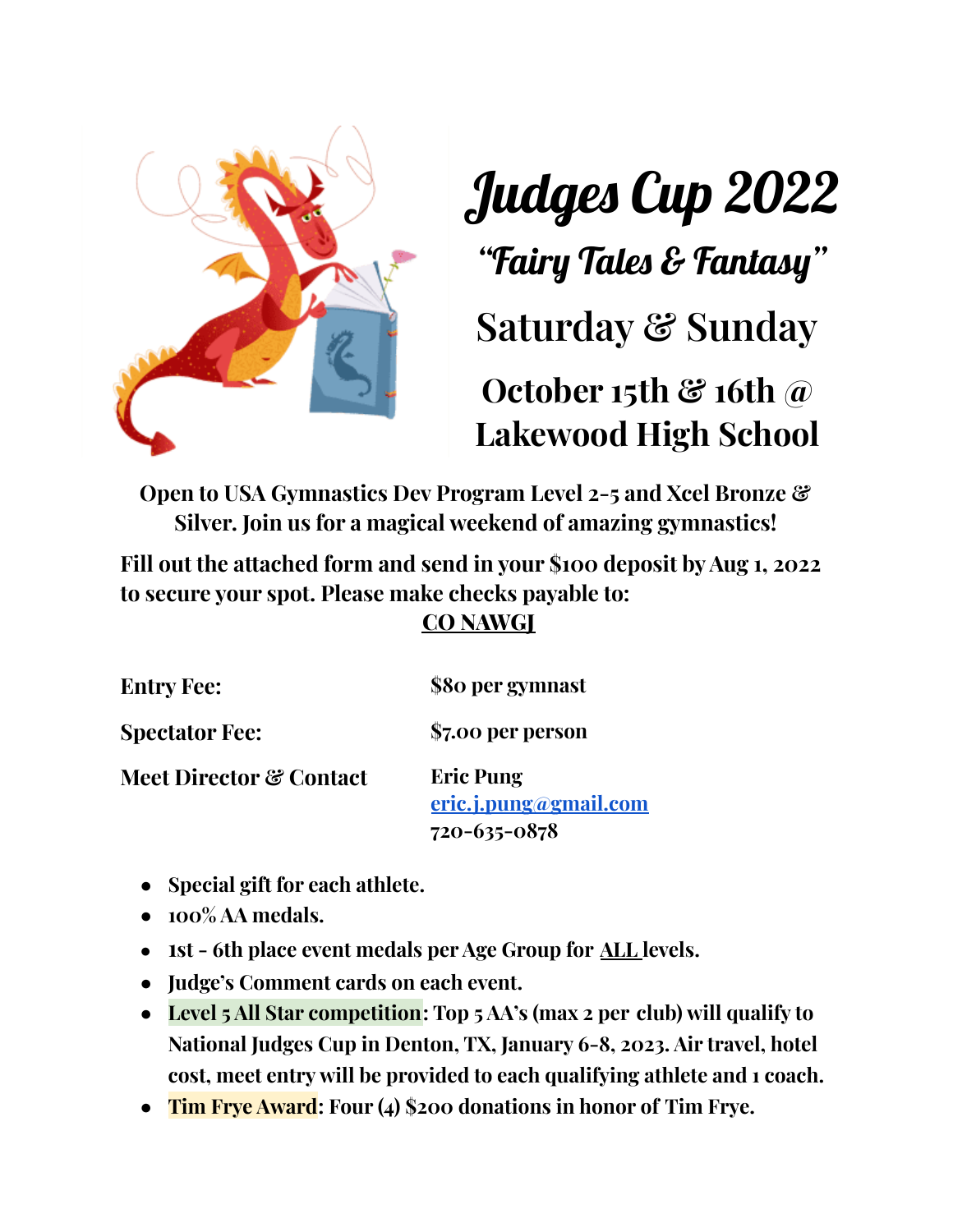# Judges Cup 2022

## "Fairy Tales & Fantasy"

## Saturday & Sunday

## October 15th & 16th @ Lakewood High School

**Open to USA Gymnastics Dev Program Level 2-5 and Xcel Bronze & Silver. Join us for a magical weekend of amazing gymnastics!**

**Fill out the attached form and send in your $100 deposit by Aug 1, 2022 to secure your spot. Please make checks payable to:**

**CO NAWGJ**

| | |
|---|---|
| **Entry Fee:** | **$80 per gymnast** |
| **Spectator Fee:** | **$7.00 per person** |
| **Meet Director & Contact** | **Eric Pung**<br>**eric.j.pung@gmail.com**<br>**720-635-0878** |

- **Special gift for each athlete.**
- **100% AA medals.**
- **1st - 6th place event medals per Age Group for ALL levels.**
- **Judge's Comment cards on each event.**
- **Level 5 All Star competition: Top 5 AA's (max 2 per club) will qualify to National Judges Cup in Denton, TX, January 6-8, 2023. Air travel, hotel cost, meet entry will be provided to each qualifying athlete and 1 coach.**
- **Tim Frye Award: Four (4) $200 donations in honor of Tim Frye.**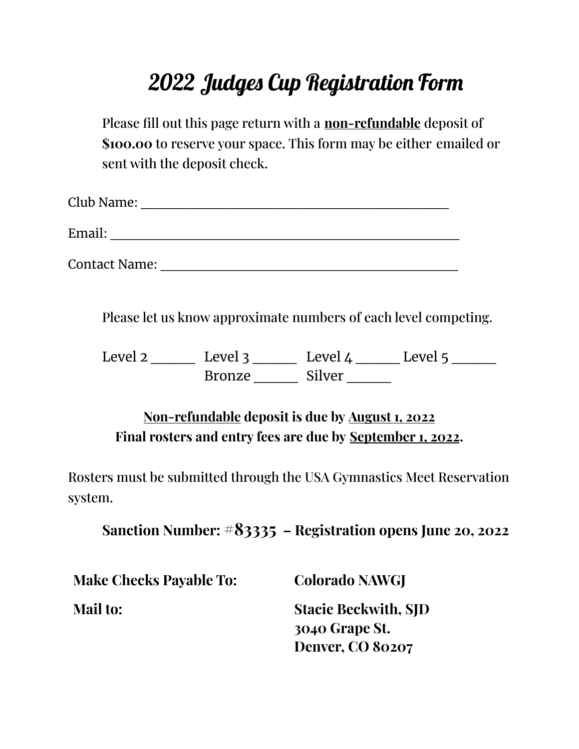# 2022 Judges Cup Registration Form

Please fill out this page return with a **non-refundable** deposit of **$100.00** to reserve your space. This form may be either emailed or sent with the deposit check.

Club Name: ___________________________________________

Email: ________________________________________________

Contact Name: _________________________________________

Please let us know approximate numbers of each level competing.

Level 2 ______ Level 3 ______ Level 4 ______ Level 5 ______

Bronze ______ Silver ______

**Non-refundable deposit is due by August 1, 2022**

**Final rosters and entry fees are due by September 1, 2022.**

Rosters must be submitted through the USA Gymnastics Meet Reservation system.

**Sanction Number: #83335 – Registration opens June 20, 2022**

**Make Checks Payable To:** **Colorado NAWGJ**

**Mail to:** **Stacie Beckwith, SJD**
**3040 Grape St.**
**Denver, CO 80207**